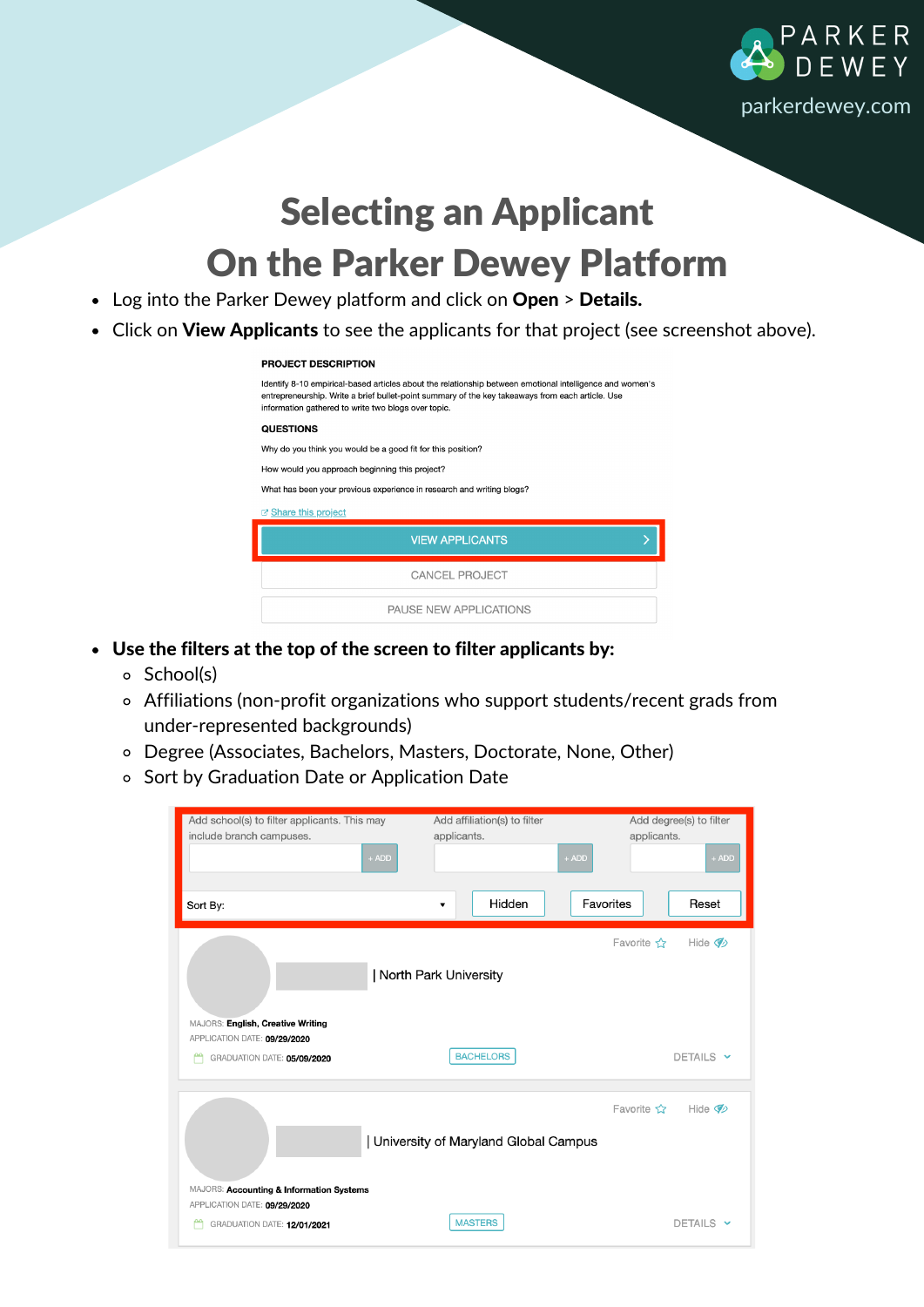# Selecting an Applicant On the Parker Dewey Platform

- Log into the Parker Dewey platform and click on **Open** > **Details.**
- Click on **View Applicants** to see the applicants for that project (see screenshot above).

PROJECT DESCRIPTION

Identify 8-10 empirical-based articles about the relationship between emotional intelligence and women's entrepreneurship. Write a brief bullet-point summary of the key takeaways from each article. Use information gathered to write two blogs over topic.

QUESTIONS

Why do you think you would be a good fit for this position?

How would you approach beginning this project?

What has been your previous experience in research and writing blogs?

Share this project

VIEW APPLICANTS

CANCEL PROJECT

PAUSE NEW APPLICATIONS

- **Use the filters at the top of the screen to filter applicants by:**
  - School(s)
  - Affiliations (non-profit organizations who support students/recent grads from under-represented backgrounds)
  - Degree (Associates, Bachelors, Masters, Doctorate, None, Other)
  - Sort by Graduation Date or Application Date

Add school(s) to filter applicants. This may include branch campuses. + ADD

Add affiliation(s) to filter applicants. + ADD

Add degree(s) to filter applicants. + ADD

Sort By: Hidden Favorites Reset

Favorite Hide

| North Park University

MAJORS: English, Creative Writing

APPLICATION DATE: 09/29/2020

GRADUATION DATE: 05/09/2020

BACHELORS

DETAILS

Favorite Hide

| University of Maryland Global Campus

MAJORS: Accounting & Information Systems

APPLICATION DATE: 09/29/2020

GRADUATION DATE: 12/01/2021

MASTERS

DETAILS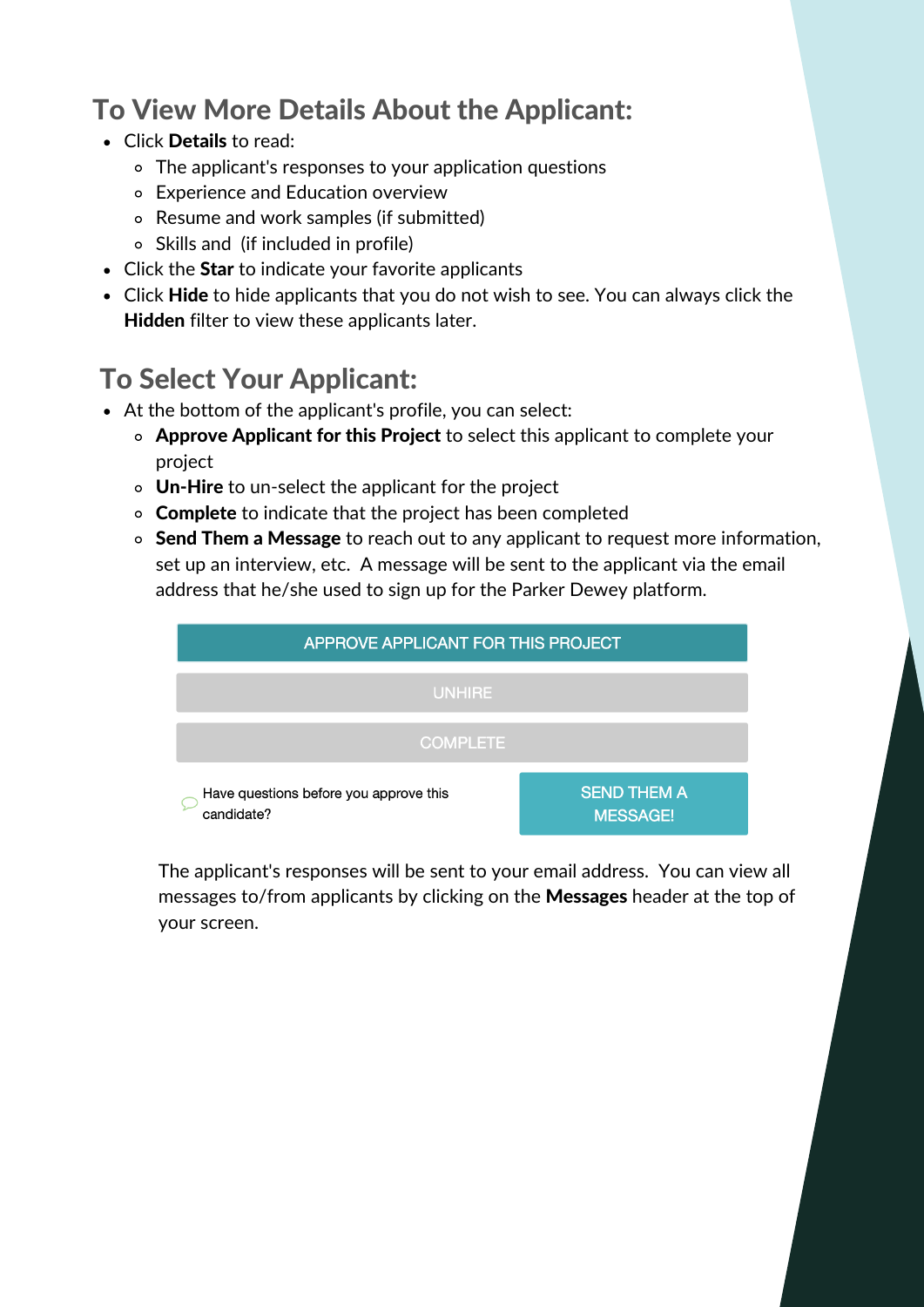## To View More Details About the Applicant:

- Click **Details** to read:
  - The applicant's responses to your application questions
  - Experience and Education overview
  - Resume and work samples (if submitted)
  - Skills and (if included in profile)
- Click the **Star** to indicate your favorite applicants
- Click **Hide** to hide applicants that you do not wish to see. You can always click the **Hidden** filter to view these applicants later.

## To Select Your Applicant:

- At the bottom of the applicant's profile, you can select:
  - **Approve Applicant for this Project** to select this applicant to complete your project
  - **Un-Hire** to un-select the applicant for the project
  - **Complete** to indicate that the project has been completed
  - **Send Them a Message** to reach out to any applicant to request more information, set up an interview, etc. A message will be sent to the applicant via the email address that he/she used to sign up for the Parker Dewey platform.

APPROVE APPLICANT FOR THIS PROJECT

UNHIRE

COMPLETE

Have questions before you approve this candidate?

SEND THEM A MESSAGE!

The applicant's responses will be sent to your email address. You can view all messages to/from applicants by clicking on the **Messages** header at the top of your screen.